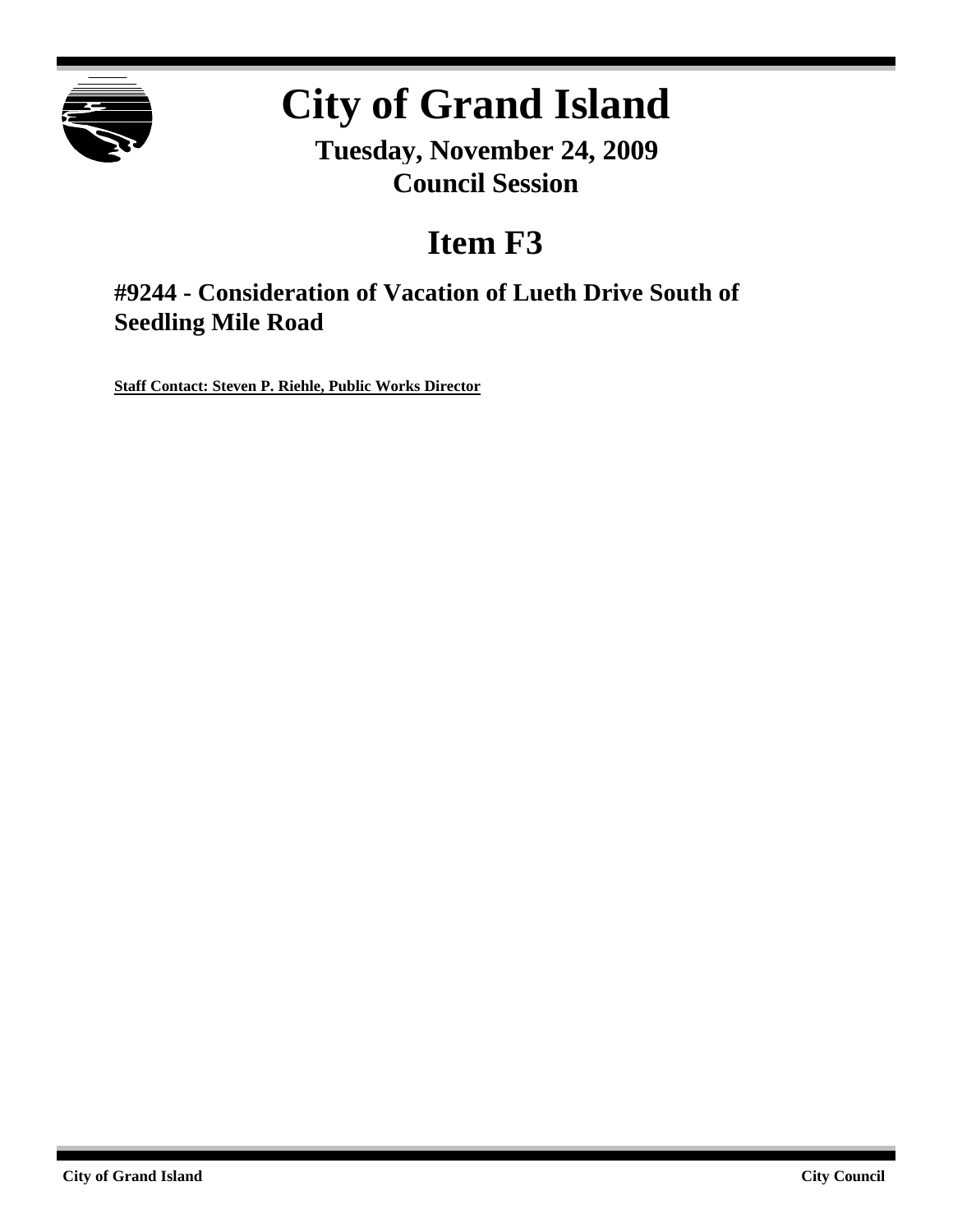# City of Grand Island

**Tuesday, November 24, 2009**
**Council Session**

## Item F3

### #9244 - Consideration of Vacation of Lueth Drive South of Seedling Mile Road

**Staff Contact: Steven P. Riehle, Public Works Director**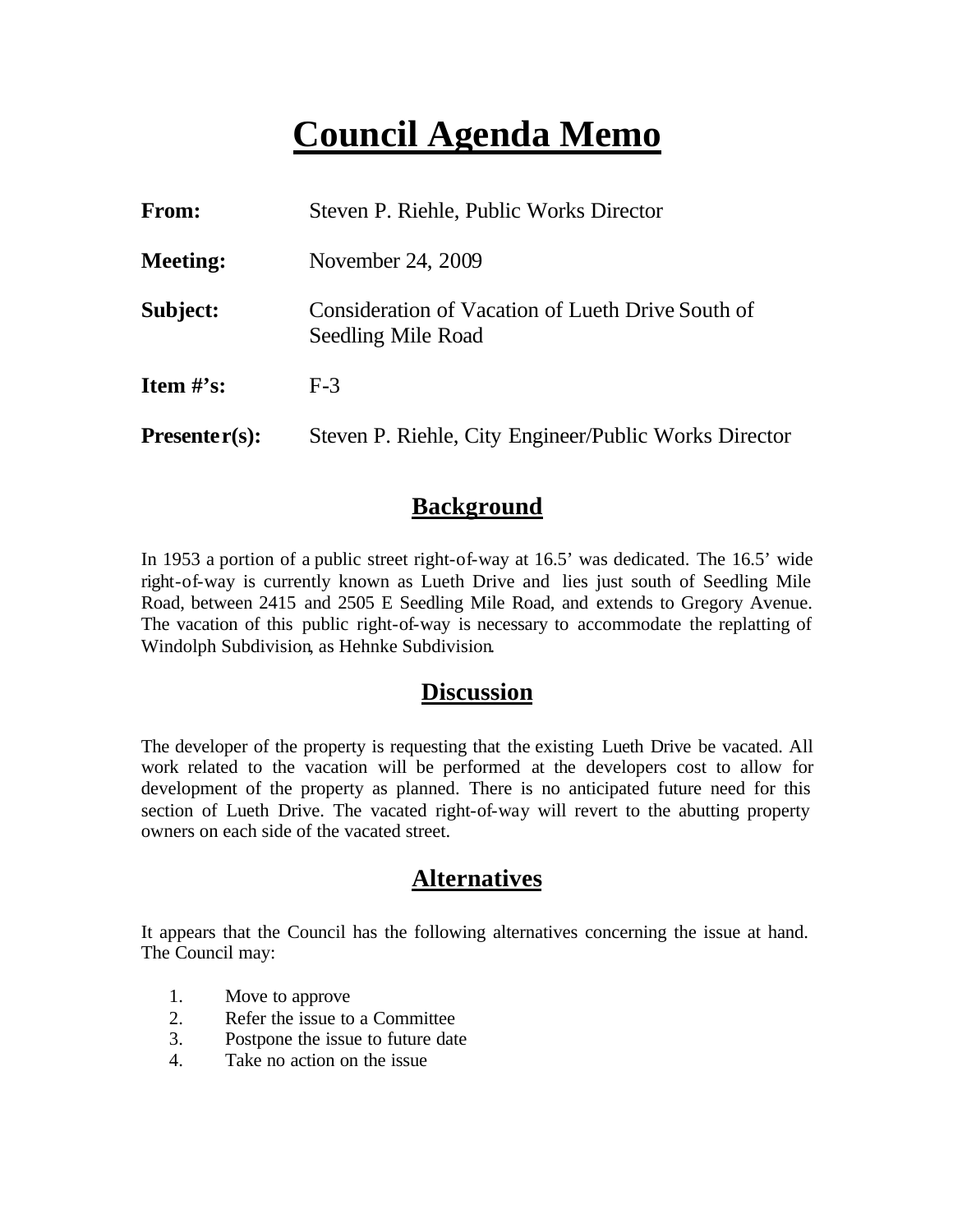# Council Agenda Memo

| | |
|---|---|
| **From:** | Steven P. Riehle, Public Works Director |
| **Meeting:** | November 24, 2009 |
| **Subject:** | Consideration of Vacation of Lueth Drive South of Seedling Mile Road |
| **Item #'s:** | F-3 |
| **Presenter(s):** | Steven P. Riehle, City Engineer/Public Works Director |

## Background

In 1953 a portion of a public street right-of-way at 16.5' was dedicated. The 16.5' wide right-of-way is currently known as Lueth Drive and lies just south of Seedling Mile Road, between 2415 and 2505 E Seedling Mile Road, and extends to Gregory Avenue. The vacation of this public right-of-way is necessary to accommodate the replatting of Windolph Subdivision, as Hehnke Subdivision.

## Discussion

The developer of the property is requesting that the existing Lueth Drive be vacated. All work related to the vacation will be performed at the developers cost to allow for development of the property as planned. There is no anticipated future need for this section of Lueth Drive. The vacated right-of-way will revert to the abutting property owners on each side of the vacated street.

## Alternatives

It appears that the Council has the following alternatives concerning the issue at hand. The Council may:

1. Move to approve
2. Refer the issue to a Committee
3. Postpone the issue to future date
4. Take no action on the issue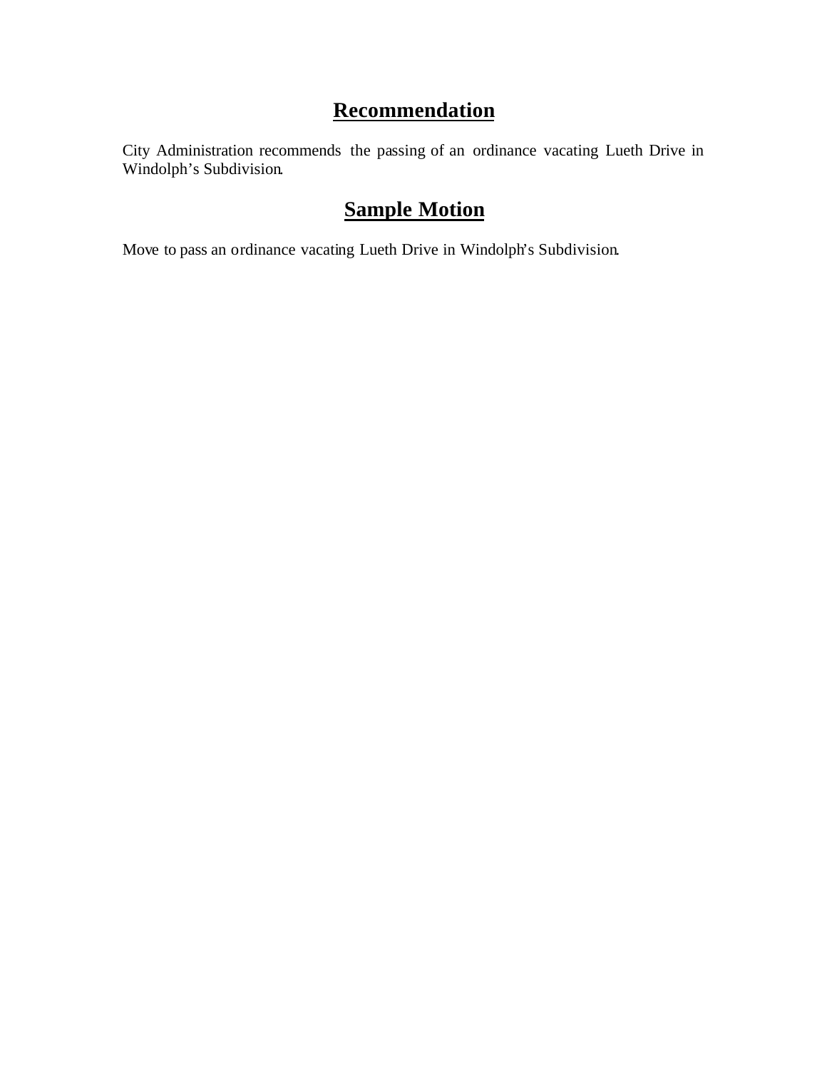## **Recommendation**

City Administration recommends the passing of an ordinance vacating Lueth Drive in Windolph's Subdivision.

## **Sample Motion**

Move to pass an ordinance vacating Lueth Drive in Windolph's Subdivision.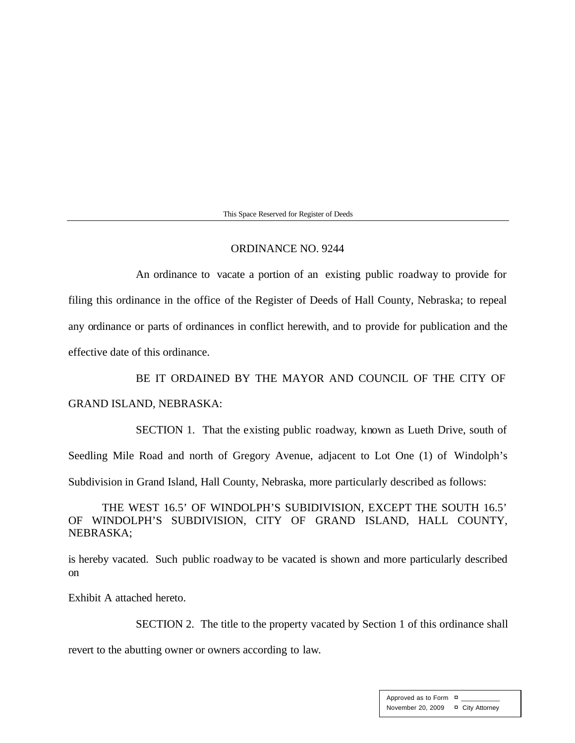This Space Reserved for Register of Deeds

# ORDINANCE NO. 9244

An ordinance to vacate a portion of an existing public roadway to provide for filing this ordinance in the office of the Register of Deeds of Hall County, Nebraska; to repeal any ordinance or parts of ordinances in conflict herewith, and to provide for publication and the effective date of this ordinance.

BE IT ORDAINED BY THE MAYOR AND COUNCIL OF THE CITY OF GRAND ISLAND, NEBRASKA:

SECTION 1. That the existing public roadway, known as Lueth Drive, south of Seedling Mile Road and north of Gregory Avenue, adjacent to Lot One (1) of Windolph's Subdivision in Grand Island, Hall County, Nebraska, more particularly described as follows:

THE WEST 16.5' OF WINDOLPH'S SUBIDIVISION, EXCEPT THE SOUTH 16.5' OF WINDOLPH'S SUBDIVISION, CITY OF GRAND ISLAND, HALL COUNTY, NEBRASKA;

is hereby vacated. Such public roadway to be vacated is shown and more particularly described on

Exhibit A attached hereto.

SECTION 2. The title to the property vacated by Section 1 of this ordinance shall revert to the abutting owner or owners according to law.

| Approved as to Form | ¤ ___________ |
|---|---|
| November 20, 2009 | ¤ City Attorney |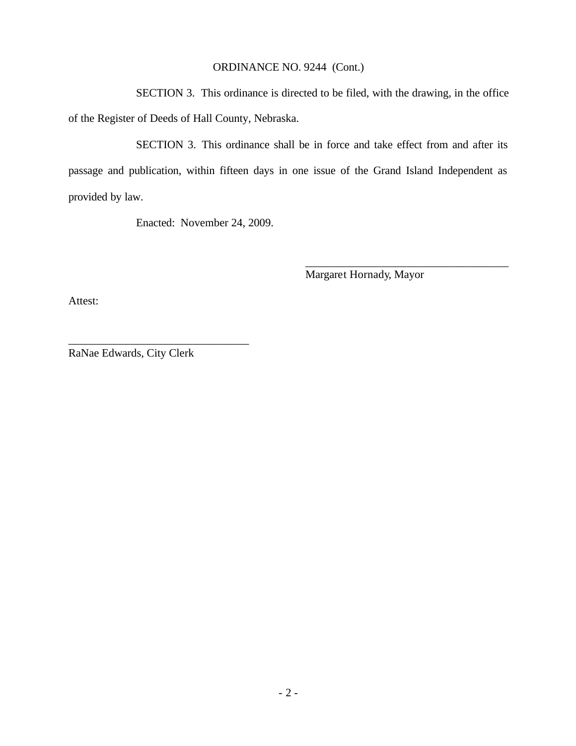ORDINANCE NO. 9244 (Cont.)

SECTION 3. This ordinance is directed to be filed, with the drawing, in the office of the Register of Deeds of Hall County, Nebraska.

SECTION 3. This ordinance shall be in force and take effect from and after its passage and publication, within fifteen days in one issue of the Grand Island Independent as provided by law.

Enacted: November 24, 2009.

_____________________________________
Margaret Hornady, Mayor

Attest:

_________________________________
RaNae Edwards, City Clerk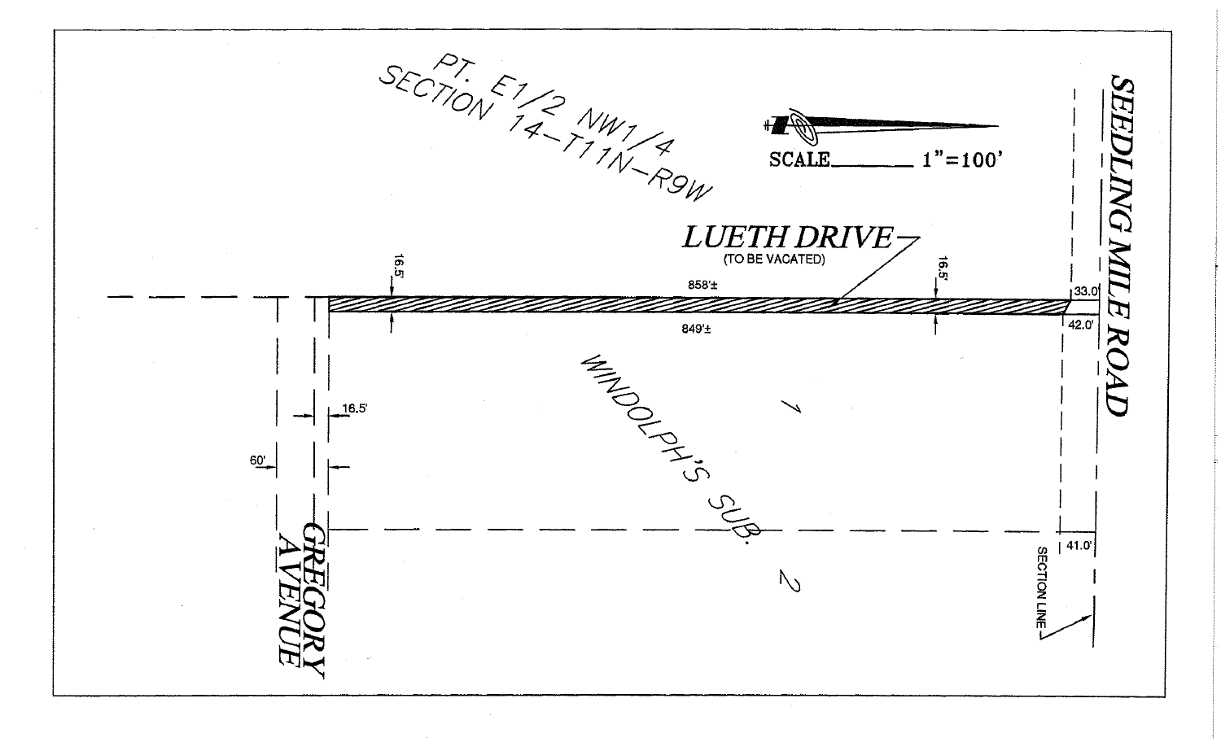PT. E1/2 NW1/4
SECTION 14-T11N-R9W

SCALE 1"=100'

LUETH DRIVE
(TO BE VACATED)

16.5'

858'±

16.5'

33.0'

849'±

42.0'

SEEDLING MILE ROAD

WINDOLPH'S SUB.

1

2

16.5'

60'

GREGORY
AVENUE

41.0'

SECTION LINE